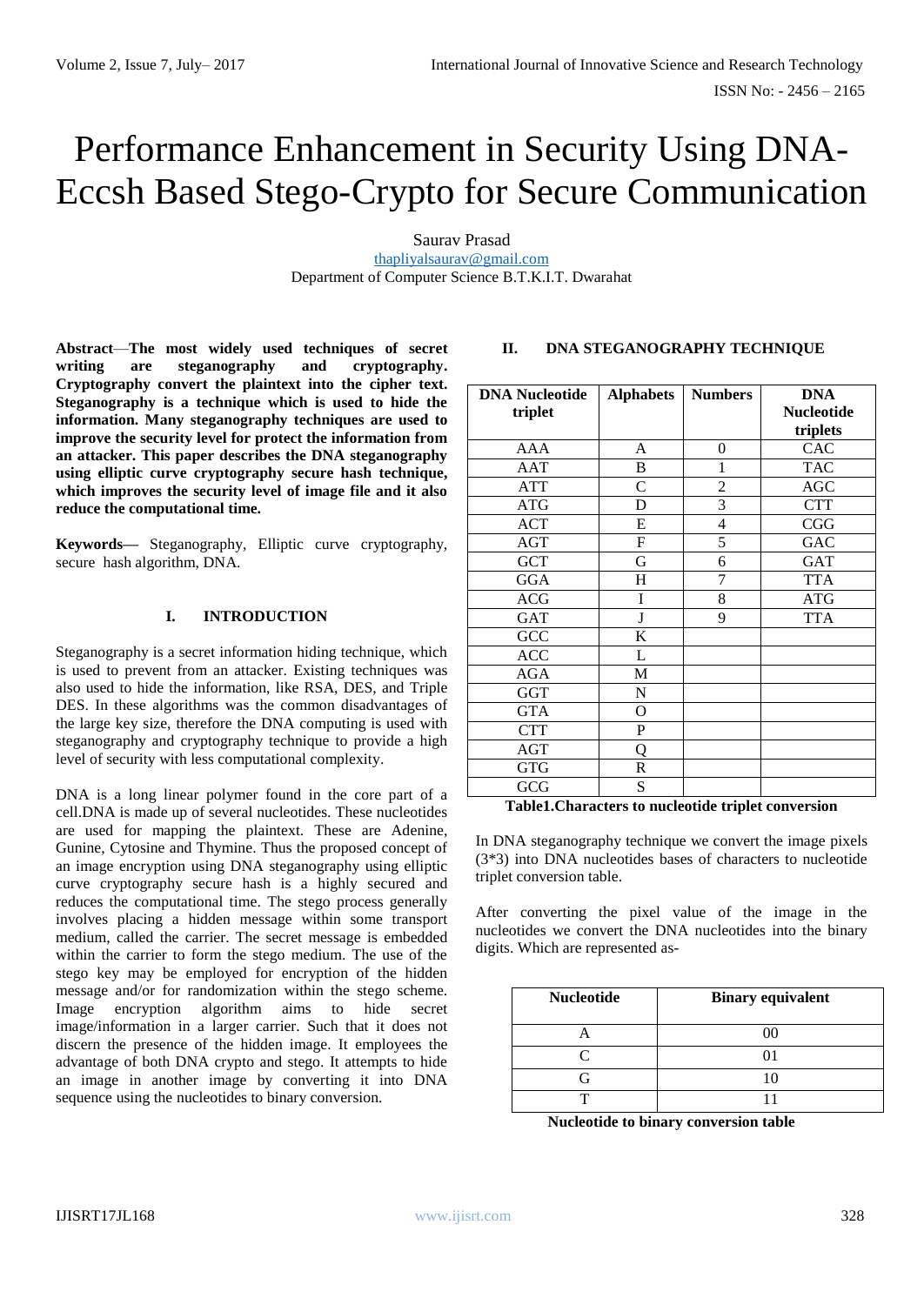# Performance Enhancement in Security Using DNA-Eccsh Based Stego-Crypto for Secure Communication

Saurav Prasad
thapliyalsaurav@gmail.com
Department of Computer Science B.T.K.I.T. Dwarahat

**Abstract—The most widely used techniques of secret writing are steganography and cryptography. Cryptography convert the plaintext into the cipher text. Steganography is a technique which is used to hide the information. Many steganography techniques are used to improve the security level for protect the information from an attacker. This paper describes the DNA steganography using elliptic curve cryptography secure hash technique, which improves the security level of image file and it also reduce the computational time.**

**Keywords—** Steganography, Elliptic curve cryptography, secure hash algorithm, DNA.

## I. INTRODUCTION

Steganography is a secret information hiding technique, which is used to prevent from an attacker. Existing techniques was also used to hide the information, like RSA, DES, and Triple DES. In these algorithms was the common disadvantages of the large key size, therefore the DNA computing is used with steganography and cryptography technique to provide a high level of security with less computational complexity.

DNA is a long linear polymer found in the core part of a cell.DNA is made up of several nucleotides. These nucleotides are used for mapping the plaintext. These are Adenine, Gunine, Cytosine and Thymine. Thus the proposed concept of an image encryption using DNA steganography using elliptic curve cryptography secure hash is a highly secured and reduces the computational time. The stego process generally involves placing a hidden message within some transport medium, called the carrier. The secret message is embedded within the carrier to form the stego medium. The use of the stego key may be employed for encryption of the hidden message and/or for randomization within the stego scheme. Image encryption algorithm aims to hide secret image/information in a larger carrier. Such that it does not discern the presence of the hidden image. It employees the advantage of both DNA crypto and stego. It attempts to hide an image in another image by converting it into DNA sequence using the nucleotides to binary conversion.

## II. DNA STEGANOGRAPHY TECHNIQUE

| DNA Nucleotide triplet | Alphabets | Numbers | DNA Nucleotide triplets |
|---|---|---|---|
| AAA | A | 0 | CAC |
| AAT | B | 1 | TAC |
| ATT | C | 2 | AGC |
| ATG | D | 3 | CTT |
| ACT | E | 4 | CGG |
| AGT | F | 5 | GAC |
| GCT | G | 6 | GAT |
| GGA | H | 7 | TTA |
| ACG | I | 8 | ATG |
| GAT | J | 9 | TTA |
| GCC | K | | |
| ACC | L | | |
| AGA | M | | |
| GGT | N | | |
| GTA | O | | |
| CTT | P | | |
| AGT | Q | | |
| GTG | R | | |
| GCG | S | | |

**Table1.Characters to nucleotide triplet conversion**

In DNA steganography technique we convert the image pixels (3*3) into DNA nucleotides bases of characters to nucleotide triplet conversion table.

After converting the pixel value of the image in the nucleotides we convert the DNA nucleotides into the binary digits. Which are represented as-

| Nucleotide | Binary equivalent |
|---|---|
| A | 00 |
| C | 01 |
| G | 10 |
| T | 11 |

**Nucleotide to binary conversion table**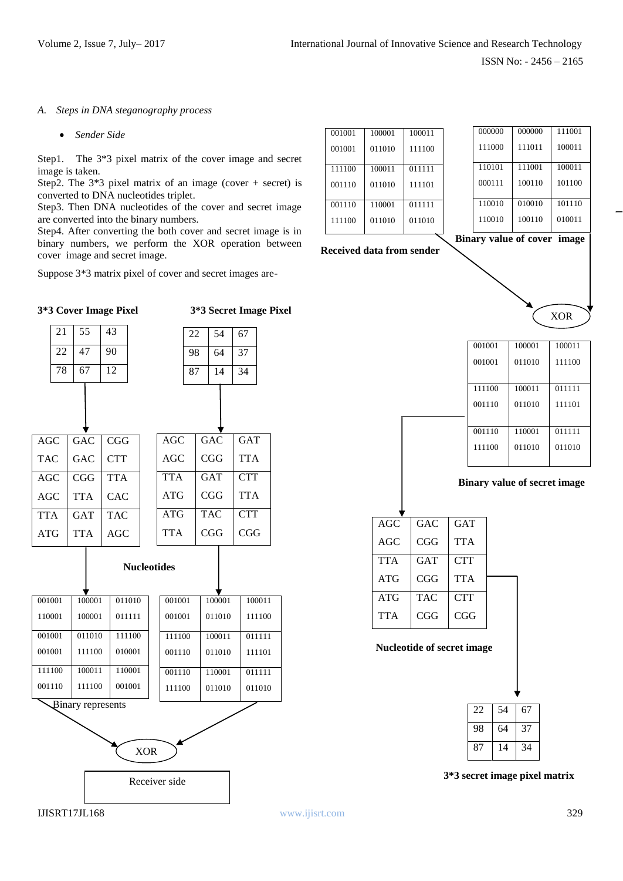### A. Steps in DNA steganography process

- *Sender Side*

Step1. The 3*3 pixel matrix of the cover image and secret image is taken.

Step2. The 3*3 pixel matrix of an image (cover + secret) is converted to DNA nucleotides triplet.

Step3. Then DNA nucleotides of the cover and secret image are converted into the binary numbers.

Step4. After converting the both cover and secret image is in binary numbers, we perform the XOR operation between cover image and secret image.

Suppose 3*3 matrix pixel of cover and secret images are-

**3*3 Cover Image Pixel**

| | | |
|---|---|---|
| 21 | 55 | 43 |
| 22 | 47 | 90 |
| 78 | 67 | 12 |

**3*3 Secret Image Pixel**

| | | |
|---|---|---|
| 22 | 54 | 67 |
| 98 | 64 | 37 |
| 87 | 14 | 34 |

**Nucleotides**

Cover image:

| | | |
|---|---|---|
| AGC | GAC | CGG |
| TAC | GAC | CTT |
| AGC | CGG | TTA |
| AGC | TTA | CAC |
| TTA | GAT | TAC |
| ATG | TTA | AGC |

Secret image:

| | | |
|---|---|---|
| AGC | GAC | GAT |
| AGC | CGG | TTA |
| TTA | GAT | CTT |
| ATG | CGG | TTA |
| ATG | TAC | CTT |
| TTA | CGG | CGG |

Binary represents

Cover image:

| | | |
|---|---|---|
| 001001 | 100001 | 011010 |
| 110001 | 100001 | 011111 |
| 001001 | 011010 | 111100 |
| 001001 | 111100 | 010001 |
| 111100 | 100011 | 110001 |
| 001110 | 111100 | 001001 |

Secret image:

| | | |
|---|---|---|
| 001001 | 100001 | 100011 |
| 001001 | 011010 | 111100 |
| 111100 | 100011 | 011111 |
| 001110 | 011010 | 111101 |
| 001110 | 110001 | 011111 |
| 111100 | 011010 | 011010 |

XOR

Receiver side

| | | |
|---|---|---|
| 001001 | 100001 | 100011 |
| 001001 | 011010 | 111100 |
| 111100 | 100011 | 011111 |
| 001110 | 011010 | 111101 |
| 001110 | 110001 | 011111 |
| 111100 | 011010 | 011010 |

**Received data from sender**

| | | |
|---|---|---|
| 000000 | 000000 | 111001 |
| 111000 | 111011 | 100011 |
| 110101 | 111001 | 100011 |
| 000111 | 100110 | 101100 |
| 110010 | 010010 | 101110 |
| 110010 | 100110 | 010011 |

**Binary value of cover image**

XOR

| | | |
|---|---|---|
| 001001 | 100001 | 100011 |
| 001001 | 011010 | 111100 |
| 111100 | 100011 | 011111 |
| 001110 | 011010 | 111101 |
| 001110 | 110001 | 011111 |
| 111100 | 011010 | 011010 |

**Binary value of secret image**

| | | |
|---|---|---|
| AGC | GAC | GAT |
| AGC | CGG | TTA |
| TTA | GAT | CTT |
| ATG | CGG | TTA |
| ATG | TAC | CTT |
| TTA | CGG | CGG |

**Nucleotide of secret image**

| | | |
|---|---|---|
| 22 | 54 | 67 |
| 98 | 64 | 37 |
| 87 | 14 | 34 |

**3*3 secret image pixel matrix**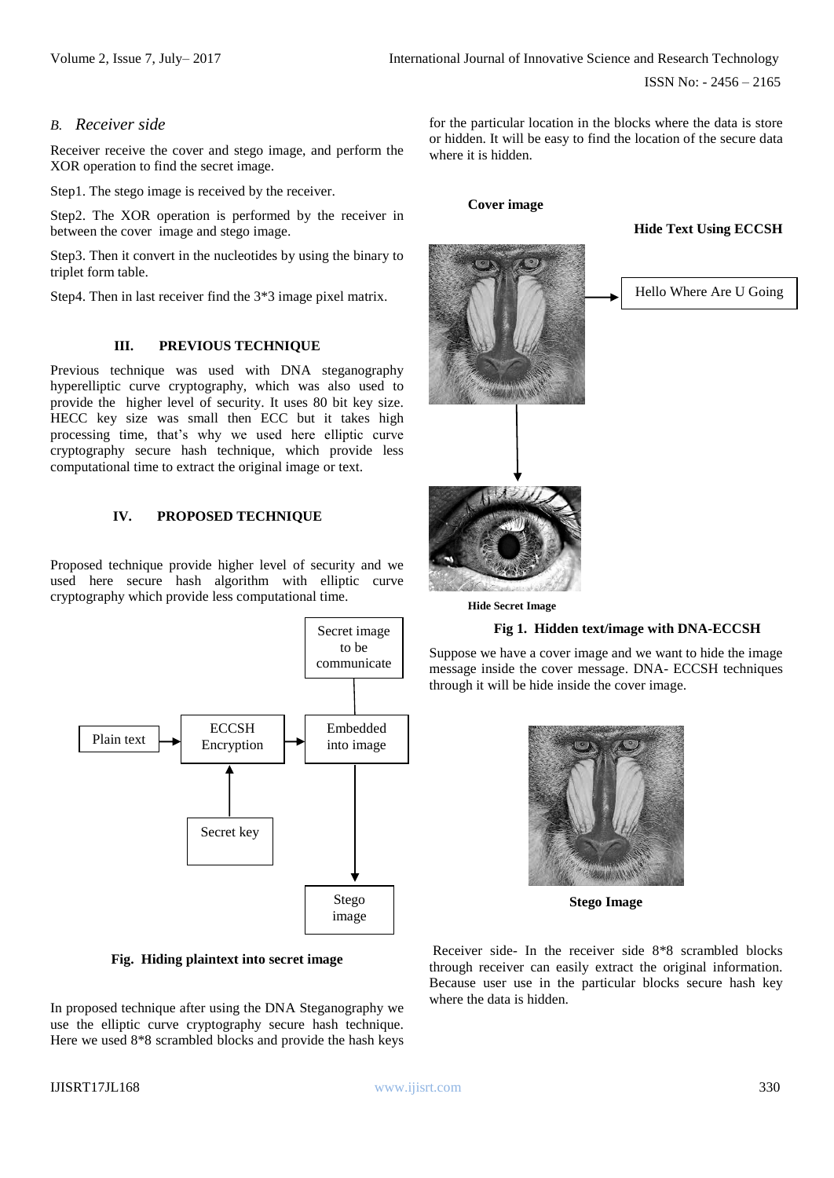### B. *Receiver side*

Receiver receive the cover and stego image, and perform the XOR operation to find the secret image.

Step1. The stego image is received by the receiver.

Step2. The XOR operation is performed by the receiver in between the cover image and stego image.

Step3. Then it convert in the nucleotides by using the binary to triplet form table.

Step4. Then in last receiver find the 3*3 image pixel matrix.

## III. PREVIOUS TECHNIQUE

Previous technique was used with DNA steganography hyperelliptic curve cryptography, which was also used to provide the higher level of security. It uses 80 bit key size. HECC key size was small then ECC but it takes high processing time, that's why we used here elliptic curve cryptography secure hash technique, which provide less computational time to extract the original image or text.

## IV. PROPOSED TECHNIQUE

Proposed technique provide higher level of security and we used here secure hash algorithm with elliptic curve cryptography which provide less computational time.

Plain text → ECCSH Encryption → Embedded into image → Stego image

Secret key → ECCSH Encryption

Secret image to be communicate → Embedded into image

**Fig. Hiding plaintext into secret image**

In proposed technique after using the DNA Steganography we use the elliptic curve cryptography secure hash technique. Here we used 8*8 scrambled blocks and provide the hash keys for the particular location in the blocks where the data is store or hidden. It will be easy to find the location of the secure data where it is hidden.

**Cover image**

**Hide Text Using ECCSH**

Hello Where Are U Going

**Hide Secret Image**

**Fig 1. Hidden text/image with DNA-ECCSH**

Suppose we have a cover image and we want to hide the image message inside the cover message. DNA- ECCSH techniques through it will be hide inside the cover image.

**Stego Image**

Receiver side- In the receiver side 8*8 scrambled blocks through receiver can easily extract the original information. Because user use in the particular blocks secure hash key where the data is hidden.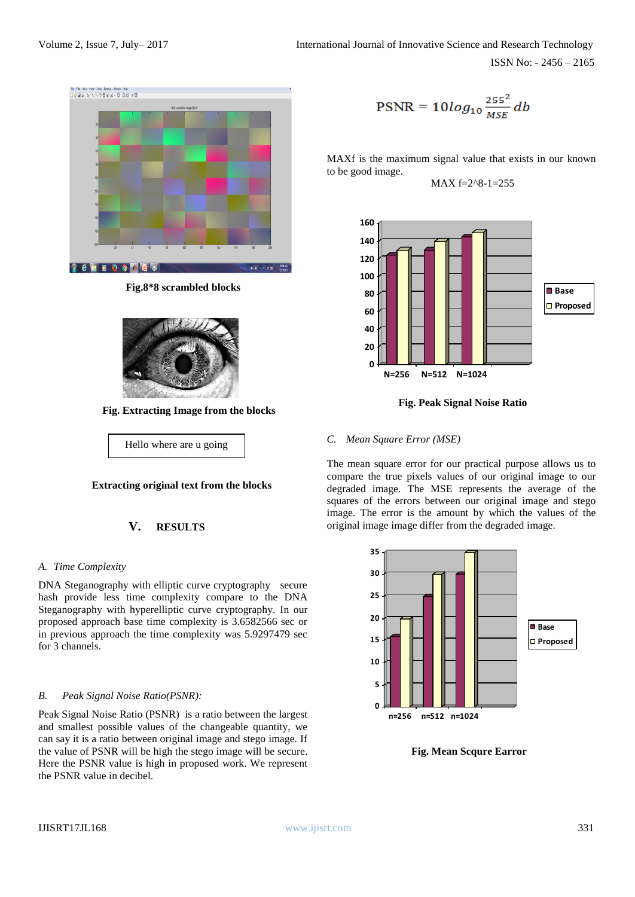Fig.8*8 scrambled blocks

Fig. Extracting Image from the blocks

Hello where are u going

**Extracting original text from the blocks**

## V. RESULTS

### *A. Time Complexity*

DNA Steganography with elliptic curve cryptography secure hash provide less time complexity compare to the DNA Steganography with hyperelliptic curve cryptography. In our proposed approach base time complexity is 3.6582566 sec or in previous approach the time complexity was 5.9297479 sec for 3 channels.

### *B. Peak Signal Noise Ratio(PSNR):*

Peak Signal Noise Ratio (PSNR) is a ratio between the largest and smallest possible values of the changeable quantity, we can say it is a ratio between original image and stego image. If the value of PSNR will be high the stego image will be secure. Here the PSNR value is high in proposed work. We represent the PSNR value in decibel.

$$\text{PSNR} = 10log_{10}\frac{255^2}{MSE}db$$

MAXf is the maximum signal value that exists in our known to be good image.

MAX f=2^8-1=255

**Fig. Peak Signal Noise Ratio**

### *C. Mean Square Error (MSE)*

The mean square error for our practical purpose allows us to compare the true pixels values of our original image to our degraded image. The MSE represents the average of the squares of the errors between our original image and stego image. The error is the amount by which the values of the original image image differ from the degraded image.

**Fig. Mean Scqure Earror**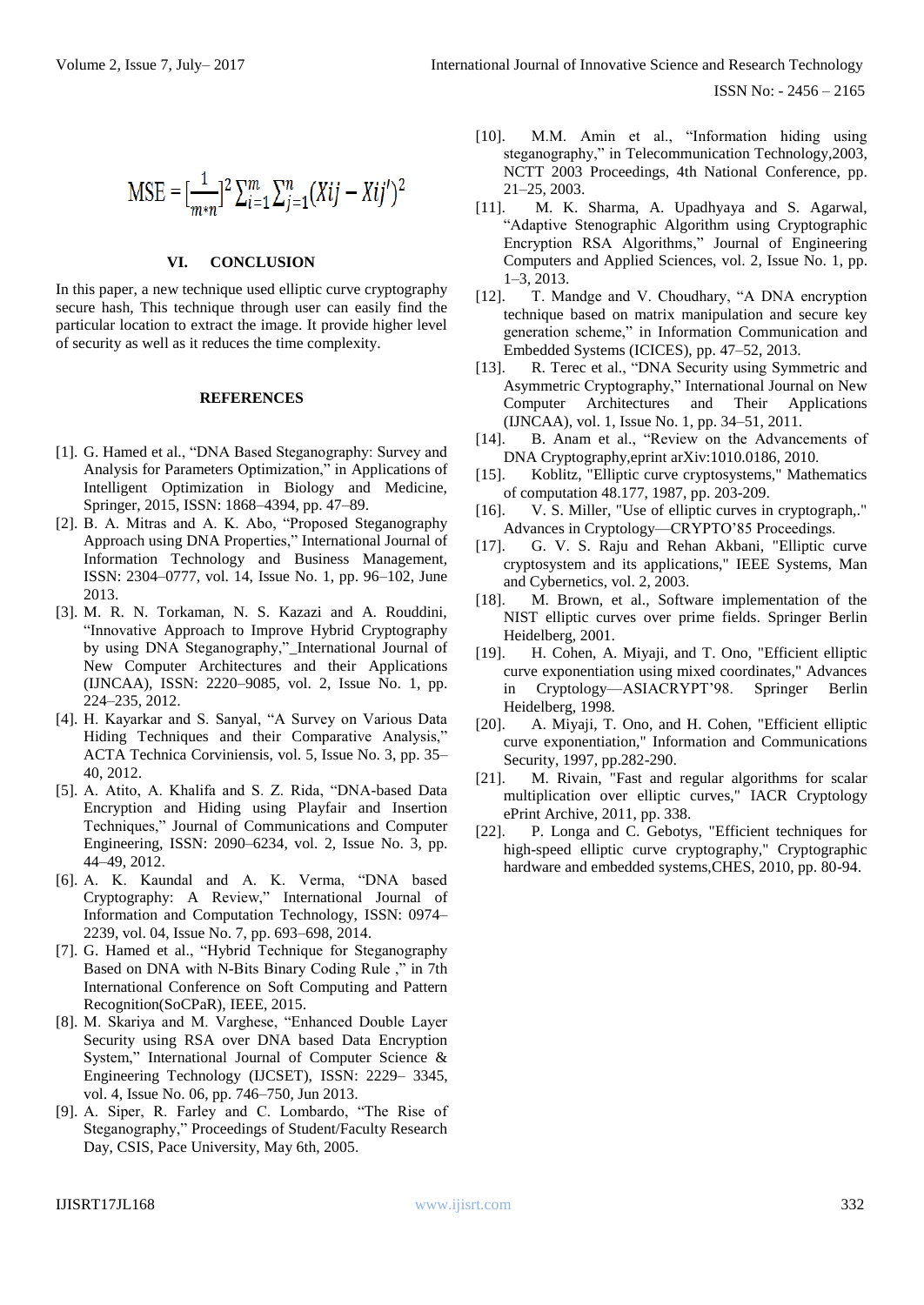$$MSE = [\frac{1}{m*n}]^2 \sum_{i=1}^{m} \sum_{j=1}^{n} (Xij - Xij')^2$$

## VI. CONCLUSION

In this paper, a new technique used elliptic curve cryptography secure hash, This technique through user can easily find the particular location to extract the image. It provide higher level of security as well as it reduces the time complexity.

## REFERENCES

[1]. G. Hamed et al., "DNA Based Steganography: Survey and Analysis for Parameters Optimization," in Applications of Intelligent Optimization in Biology and Medicine, Springer, 2015, ISSN: 1868–4394, pp. 47–89.

[2]. B. A. Mitras and A. K. Abo, "Proposed Steganography Approach using DNA Properties," International Journal of Information Technology and Business Management, ISSN: 2304–0777, vol. 14, Issue No. 1, pp. 96–102, June 2013.

[3]. M. R. N. Torkaman, N. S. Kazazi and A. Rouddini, "Innovative Approach to Improve Hybrid Cryptography by using DNA Steganography,"_International Journal of New Computer Architectures and their Applications (IJNCAA), ISSN: 2220–9085, vol. 2, Issue No. 1, pp. 224–235, 2012.

[4]. H. Kayarkar and S. Sanyal, "A Survey on Various Data Hiding Techniques and their Comparative Analysis," ACTA Technica Corviniensis, vol. 5, Issue No. 3, pp. 35–40, 2012.

[5]. A. Atito, A. Khalifa and S. Z. Rida, "DNA-based Data Encryption and Hiding using Playfair and Insertion Techniques," Journal of Communications and Computer Engineering, ISSN: 2090–6234, vol. 2, Issue No. 3, pp. 44–49, 2012.

[6]. A. K. Kaundal and A. K. Verma, "DNA based Cryptography: A Review," International Journal of Information and Computation Technology, ISSN: 0974–2239, vol. 04, Issue No. 7, pp. 693–698, 2014.

[7]. G. Hamed et al., "Hybrid Technique for Steganography Based on DNA with N-Bits Binary Coding Rule ," in 7th International Conference on Soft Computing and Pattern Recognition(SoCPaR), IEEE, 2015.

[8]. M. Skariya and M. Varghese, "Enhanced Double Layer Security using RSA over DNA based Data Encryption System," International Journal of Computer Science & Engineering Technology (IJCSET), ISSN: 2229– 3345, vol. 4, Issue No. 06, pp. 746–750, Jun 2013.

[9]. A. Siper, R. Farley and C. Lombardo, "The Rise of Steganography," Proceedings of Student/Faculty Research Day, CSIS, Pace University, May 6th, 2005.

[10]. M.M. Amin et al., "Information hiding using steganography," in Telecommunication Technology,2003, NCTT 2003 Proceedings, 4th National Conference, pp. 21–25, 2003.

[11]. M. K. Sharma, A. Upadhyaya and S. Agarwal, "Adaptive Stenographic Algorithm using Cryptographic Encryption RSA Algorithms," Journal of Engineering Computers and Applied Sciences, vol. 2, Issue No. 1, pp. 1–3, 2013.

[12]. T. Mandge and V. Choudhary, "A DNA encryption technique based on matrix manipulation and secure key generation scheme," in Information Communication and Embedded Systems (ICICES), pp. 47–52, 2013.

[13]. R. Terec et al., "DNA Security using Symmetric and Asymmetric Cryptography," International Journal on New Computer Architectures and Their Applications (IJNCAA), vol. 1, Issue No. 1, pp. 34–51, 2011.

[14]. B. Anam et al., "Review on the Advancements of DNA Cryptography,eprint arXiv:1010.0186, 2010.

[15]. Koblitz, "Elliptic curve cryptosystems," Mathematics of computation 48.177, 1987, pp. 203-209.

[16]. V. S. Miller, "Use of elliptic curves in cryptograph,." Advances in Cryptology—CRYPTO'85 Proceedings.

[17]. G. V. S. Raju and Rehan Akbani, "Elliptic curve cryptosystem and its applications," IEEE Systems, Man and Cybernetics, vol. 2, 2003.

[18]. M. Brown, et al., Software implementation of the NIST elliptic curves over prime fields. Springer Berlin Heidelberg, 2001.

[19]. H. Cohen, A. Miyaji, and T. Ono, "Efficient elliptic curve exponentiation using mixed coordinates," Advances in Cryptology—ASIACRYPT'98. Springer Berlin Heidelberg, 1998.

[20]. A. Miyaji, T. Ono, and H. Cohen, "Efficient elliptic curve exponentiation," Information and Communications Security, 1997, pp.282-290.

[21]. M. Rivain, "Fast and regular algorithms for scalar multiplication over elliptic curves," IACR Cryptology ePrint Archive, 2011, pp. 338.

[22]. P. Longa and C. Gebotys, "Efficient techniques for high-speed elliptic curve cryptography," Cryptographic hardware and embedded systems,CHES, 2010, pp. 80-94.